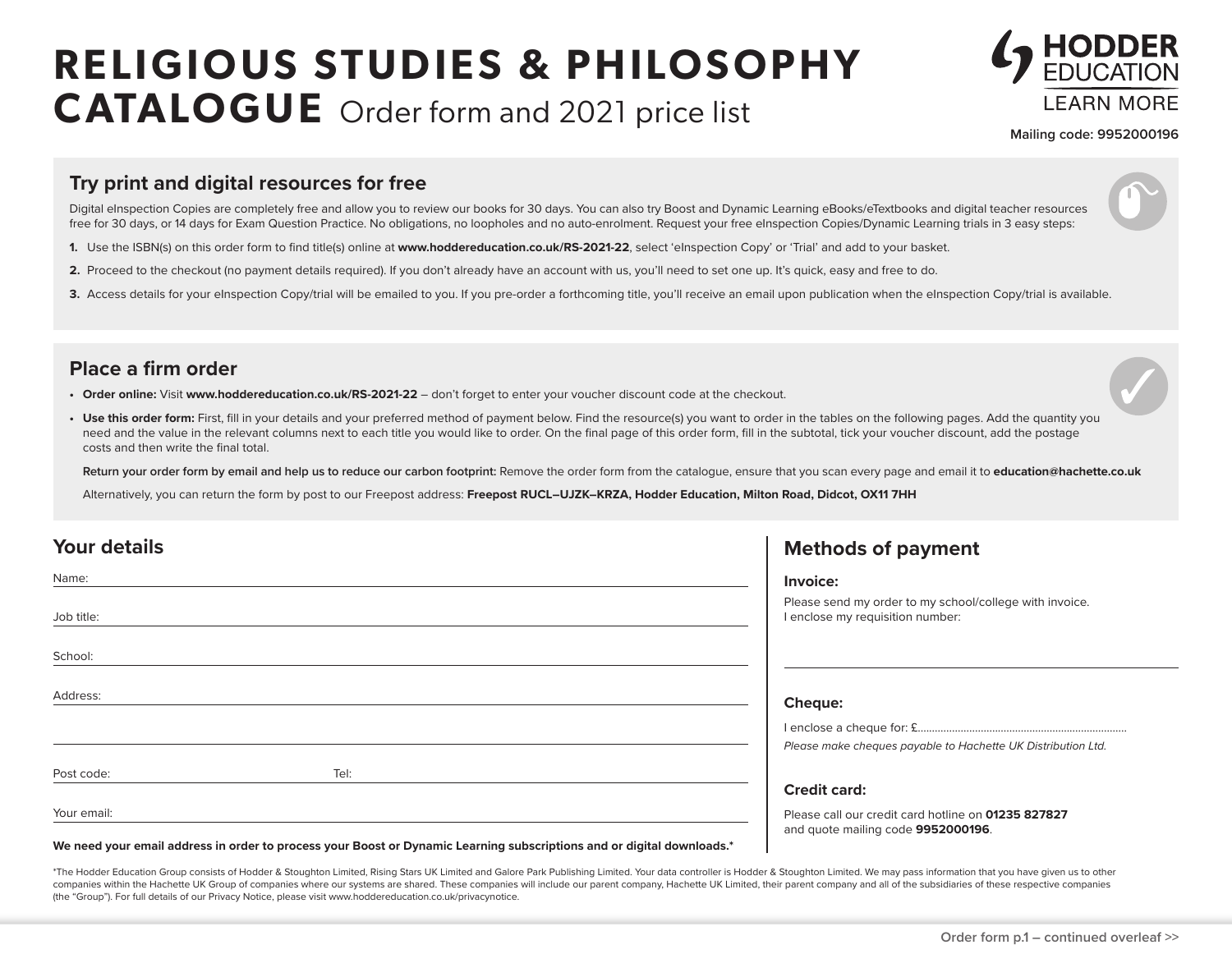# RELIGIOUS STUDIES & PHILOSOPHY CATALOGUE Order form and 2021 price list

HODDER EDUCATION
LEARN MORE

**Mailing code: 9952000196**

## Try print and digital resources for free

Digital eInspection Copies are completely free and allow you to review our books for 30 days. You can also try Boost and Dynamic Learning eBooks/eTextbooks and digital teacher resources free for 30 days, or 14 days for Exam Question Practice. No obligations, no loopholes and no auto-enrolment. Request your free eInspection Copies/Dynamic Learning trials in 3 easy steps:

1. Use the ISBN(s) on this order form to find title(s) online at **www.hoddereducation.co.uk/RS-2021-22**, select 'eInspection Copy' or 'Trial' and add to your basket.
2. Proceed to the checkout (no payment details required). If you don't already have an account with us, you'll need to set one up. It's quick, easy and free to do.
3. Access details for your eInspection Copy/trial will be emailed to you. If you pre-order a forthcoming title, you'll receive an email upon publication when the eInspection Copy/trial is available.

## Place a firm order

- **Order online:** Visit **www.hoddereducation.co.uk/RS-2021-22** – don't forget to enter your voucher discount code at the checkout.
- **Use this order form:** First, fill in your details and your preferred method of payment below. Find the resource(s) you want to order in the tables on the following pages. Add the quantity you need and the value in the relevant columns next to each title you would like to order. On the final page of this order form, fill in the subtotal, tick your voucher discount, add the postage costs and then write the final total.

  **Return your order form by email and help us to reduce our carbon footprint:** Remove the order form from the catalogue, ensure that you scan every page and email it to **education@hachette.co.uk**

  Alternatively, you can return the form by post to our Freepost address: **Freepost RUCL–UJZK–KRZA, Hodder Education, Milton Road, Didcot, OX11 7HH**

## Your details

Name:

Job title:

School:

Address:

Post code: Tel:

Your email:

**We need your email address in order to process your Boost or Dynamic Learning subscriptions and or digital downloads.***

## Methods of payment

### Invoice:

Please send my order to my school/college with invoice.
I enclose my requisition number:

### Cheque:

I enclose a cheque for: £.........................................................................

*Please make cheques payable to Hachette UK Distribution Ltd.*

### Credit card:

Please call our credit card hotline on **01235 827827** and quote mailing code **9952000196**.

*The Hodder Education Group consists of Hodder & Stoughton Limited, Rising Stars UK Limited and Galore Park Publishing Limited. Your data controller is Hodder & Stoughton Limited. We may pass information that you have given us to other companies within the Hachette UK Group of companies where our systems are shared. These companies will include our parent company, Hachette UK Limited, their parent company and all of the subsidiaries of these respective companies (the "Group"). For full details of our Privacy Notice, please visit www.hoddereducation.co.uk/privacynotice.

Order form p.1 – continued overleaf >>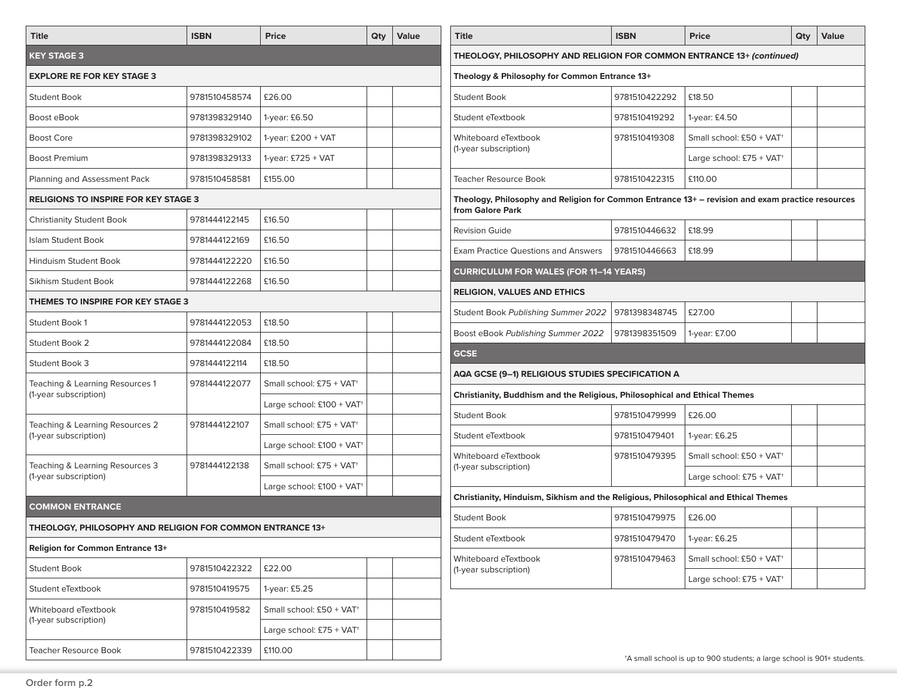| Title | ISBN | Price | Qty | Value |
|---|---|---|---|---|
| **KEY STAGE 3** | | | | |
| **EXPLORE RE FOR KEY STAGE 3** | | | | |
| Student Book | 9781510458574 | £26.00 | | |
| Boost eBook | 9781398329140 | 1-year: £6.50 | | |
| Boost Core | 9781398329102 | 1-year: £200 + VAT | | |
| Boost Premium | 9781398329133 | 1-year: £725 + VAT | | |
| Planning and Assessment Pack | 9781510458581 | £155.00 | | |
| **RELIGIONS TO INSPIRE FOR KEY STAGE 3** | | | | |
| Christianity Student Book | 9781444122145 | £16.50 | | |
| Islam Student Book | 9781444122169 | £16.50 | | |
| Hinduism Student Book | 9781444122220 | £16.50 | | |
| Sikhism Student Book | 9781444122268 | £16.50 | | |
| **THEMES TO INSPIRE FOR KEY STAGE 3** | | | | |
| Student Book 1 | 9781444122053 | £18.50 | | |
| Student Book 2 | 9781444122084 | £18.50 | | |
| Student Book 3 | 9781444122114 | £18.50 | | |
| Teaching & Learning Resources 1 (1-year subscription) | 9781444122077 | Small school: £75 + VAT† | | |
| | | Large school: £100 + VAT† | | |
| Teaching & Learning Resources 2 (1-year subscription) | 9781444122107 | Small school: £75 + VAT† | | |
| | | Large school: £100 + VAT† | | |
| Teaching & Learning Resources 3 (1-year subscription) | 9781444122138 | Small school: £75 + VAT† | | |
| | | Large school: £100 + VAT† | | |
| **COMMON ENTRANCE** | | | | |
| **THEOLOGY, PHILOSOPHY AND RELIGION FOR COMMON ENTRANCE 13+** | | | | |
| **Religion for Common Entrance 13+** | | | | |
| Student Book | 9781510422322 | £22.00 | | |
| Student eTextbook | 9781510419575 | 1-year: £5.25 | | |
| Whiteboard eTextbook (1-year subscription) | 9781510419582 | Small school: £50 + VAT† | | |
| | | Large school: £75 + VAT† | | |
| Teacher Resource Book | 9781510422339 | £110.00 | | |

| Title | ISBN | Price | Qty | Value |
|---|---|---|---|---|
| **THEOLOGY, PHILOSOPHY AND RELIGION FOR COMMON ENTRANCE 13+ *(continued)*** | | | | |
| **Theology & Philosophy for Common Entrance 13+** | | | | |
| Student Book | 9781510422292 | £18.50 | | |
| Student eTextbook | 9781510419292 | 1-year: £4.50 | | |
| Whiteboard eTextbook (1-year subscription) | 9781510419308 | Small school: £50 + VAT† | | |
| | | Large school: £75 + VAT† | | |
| Teacher Resource Book | 9781510422315 | £110.00 | | |
| **Theology, Philosophy and Religion for Common Entrance 13+ – revision and exam practice resources from Galore Park** | | | | |
| Revision Guide | 9781510446632 | £18.99 | | |
| Exam Practice Questions and Answers | 9781510446663 | £18.99 | | |
| **CURRICULUM FOR WALES (FOR 11–14 YEARS)** | | | | |
| **RELIGION, VALUES AND ETHICS** | | | | |
| Student Book *Publishing Summer 2022* | 9781398348745 | £27.00 | | |
| Boost eBook *Publishing Summer 2022* | 9781398351509 | 1-year: £7.00 | | |
| **GCSE** | | | | |
| **AQA GCSE (9–1) RELIGIOUS STUDIES SPECIFICATION A** | | | | |
| **Christianity, Buddhism and the Religious, Philosophical and Ethical Themes** | | | | |
| Student Book | 9781510479999 | £26.00 | | |
| Student eTextbook | 9781510479401 | 1-year: £6.25 | | |
| Whiteboard eTextbook (1-year subscription) | 9781510479395 | Small school: £50 + VAT† | | |
| | | Large school: £75 + VAT† | | |
| **Christianity, Hinduism, Sikhism and the Religious, Philosophical and Ethical Themes** | | | | |
| Student Book | 9781510479975 | £26.00 | | |
| Student eTextbook | 9781510479470 | 1-year: £6.25 | | |
| Whiteboard eTextbook (1-year subscription) | 9781510479463 | Small school: £50 + VAT† | | |
| | | Large school: £75 + VAT† | | |

†A small school is up to 900 students; a large school is 901+ students.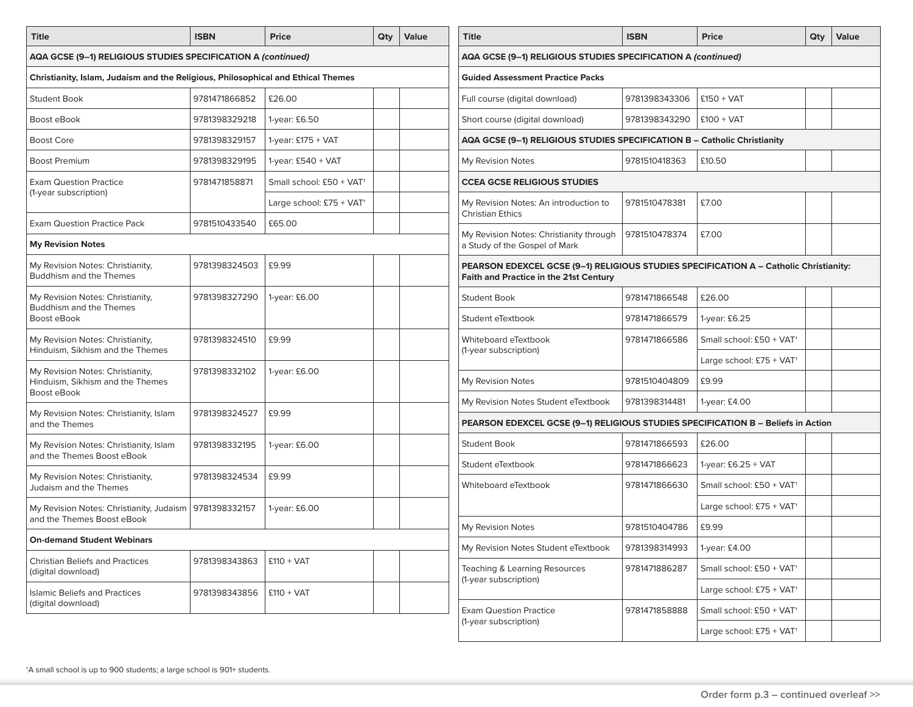| Title | ISBN | Price | Qty | Value |
|---|---|---|---|---|
| **AQA GCSE (9–1) RELIGIOUS STUDIES SPECIFICATION A *(continued)*** | | | | |
| **Christianity, Islam, Judaism and the Religious, Philosophical and Ethical Themes** | | | | |
| Student Book | 9781471866852 | £26.00 | | |
| Boost eBook | 9781398329218 | 1-year: £6.50 | | |
| Boost Core | 9781398329157 | 1-year: £175 + VAT | | |
| Boost Premium | 9781398329195 | 1-year: £540 + VAT | | |
| Exam Question Practice (1-year subscription) | 9781471858871 | Small school: £50 + VAT† | | |
| | | Large school: £75 + VAT† | | |
| Exam Question Practice Pack | 9781510433540 | £65.00 | | |
| **My Revision Notes** | | | | |
| My Revision Notes: Christianity, Buddhism and the Themes | 9781398324503 | £9.99 | | |
| My Revision Notes: Christianity, Buddhism and the Themes Boost eBook | 9781398327290 | 1-year: £6.00 | | |
| My Revision Notes: Christianity, Hinduism, Sikhism and the Themes | 9781398324510 | £9.99 | | |
| My Revision Notes: Christianity, Hinduism, Sikhism and the Themes Boost eBook | 9781398332102 | 1-year: £6.00 | | |
| My Revision Notes: Christianity, Islam and the Themes | 9781398324527 | £9.99 | | |
| My Revision Notes: Christianity, Islam and the Themes Boost eBook | 9781398332195 | 1-year: £6.00 | | |
| My Revision Notes: Christianity, Judaism and the Themes | 9781398324534 | £9.99 | | |
| My Revision Notes: Christianity, Judaism and the Themes Boost eBook | 9781398332157 | 1-year: £6.00 | | |
| **On-demand Student Webinars** | | | | |
| Christian Beliefs and Practices (digital download) | 9781398343863 | £110 + VAT | | |
| Islamic Beliefs and Practices (digital download) | 9781398343856 | £110 + VAT | | |

| Title | ISBN | Price | Qty | Value |
|---|---|---|---|---|
| **AQA GCSE (9–1) RELIGIOUS STUDIES SPECIFICATION A *(continued)*** | | | | |
| **Guided Assessment Practice Packs** | | | | |
| Full course (digital download) | 9781398343306 | £150 + VAT | | |
| Short course (digital download) | 9781398343290 | £100 + VAT | | |
| **AQA GCSE (9–1) RELIGIOUS STUDIES SPECIFICATION B – Catholic Christianity** | | | | |
| My Revision Notes | 9781510418363 | £10.50 | | |
| **CCEA GCSE RELIGIOUS STUDIES** | | | | |
| My Revision Notes: An introduction to Christian Ethics | 9781510478381 | £7.00 | | |
| My Revision Notes: Christianity through a Study of the Gospel of Mark | 9781510478374 | £7.00 | | |
| **PEARSON EDEXCEL GCSE (9–1) RELIGIOUS STUDIES SPECIFICATION A – Catholic Christianity: Faith and Practice in the 21st Century** | | | | |
| Student Book | 9781471866548 | £26.00 | | |
| Student eTextbook | 9781471866579 | 1-year: £6.25 | | |
| Whiteboard eTextbook (1-year subscription) | 9781471866586 | Small school: £50 + VAT† | | |
| | | Large school: £75 + VAT† | | |
| My Revision Notes | 9781510404809 | £9.99 | | |
| My Revision Notes Student eTextbook | 9781398314481 | 1-year: £4.00 | | |
| **PEARSON EDEXCEL GCSE (9–1) RELIGIOUS STUDIES SPECIFICATION B – Beliefs in Action** | | | | |
| Student Book | 9781471866593 | £26.00 | | |
| Student eTextbook | 9781471866623 | 1-year: £6.25 + VAT | | |
| Whiteboard eTextbook | 9781471866630 | Small school: £50 + VAT† | | |
| | | Large school: £75 + VAT† | | |
| My Revision Notes | 9781510404786 | £9.99 | | |
| My Revision Notes Student eTextbook | 9781398314993 | 1-year: £4.00 | | |
| Teaching & Learning Resources (1-year subscription) | 9781471886287 | Small school: £50 + VAT† | | |
| | | Large school: £75 + VAT† | | |
| Exam Question Practice (1-year subscription) | 9781471858888 | Small school: £50 + VAT† | | |
| | | Large school: £75 + VAT† | | |

†A small school is up to 900 students; a large school is 901+ students.

Order form p.3 – continued overleaf >>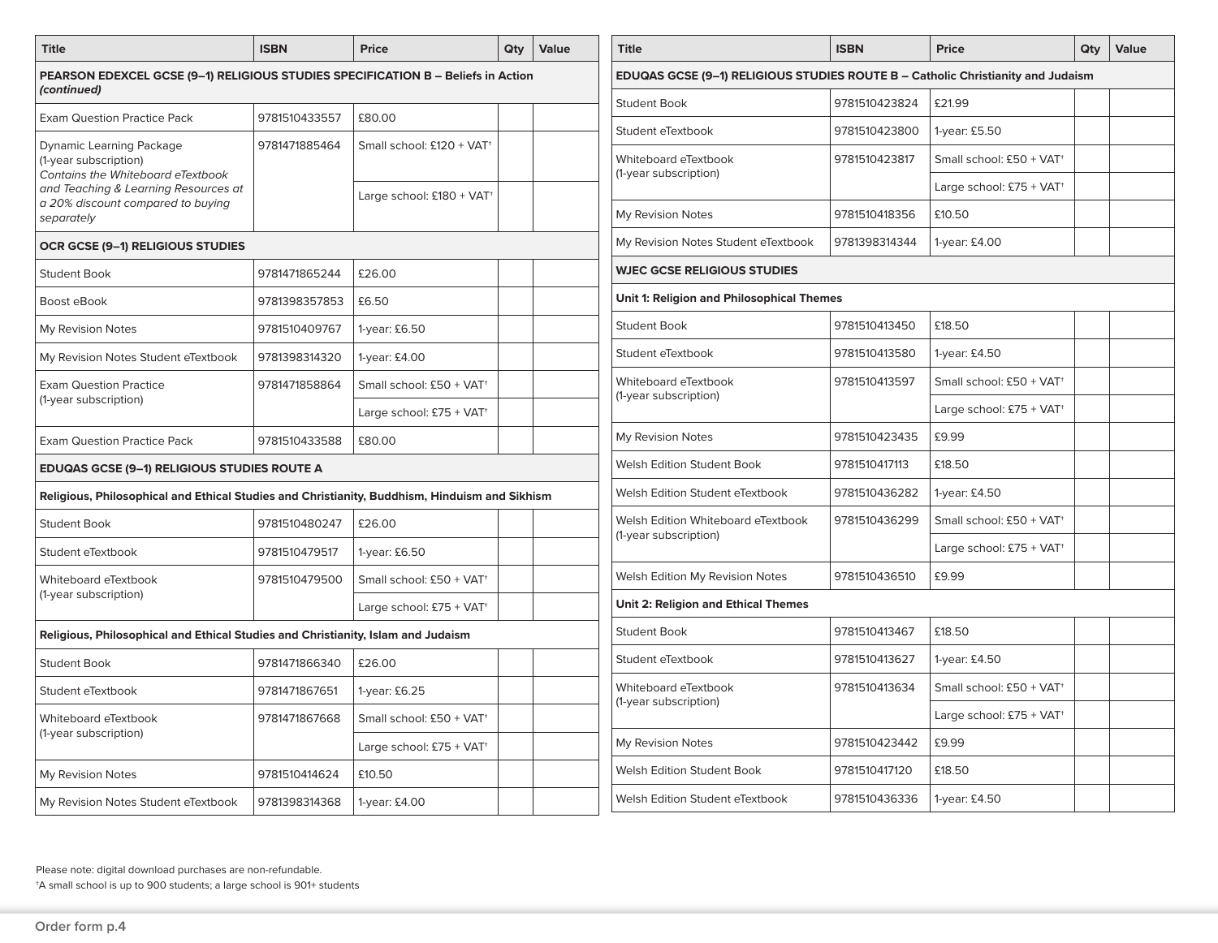| Title | ISBN | Price | Qty | Value |
| --- | --- | --- | --- | --- |
| **PEARSON EDEXCEL GCSE (9–1) RELIGIOUS STUDIES SPECIFICATION B – Beliefs in Action *(continued)*** | | | | |
| Exam Question Practice Pack | 9781510433557 | £80.00 | | |
| Dynamic Learning Package (1-year subscription) *Contains the Whiteboard eTextbook and Teaching & Learning Resources at a 20% discount compared to buying separately* | 9781471885464 | Small school: £120 + VAT† | | |
| | | Large school: £180 + VAT† | | |
| **OCR GCSE (9–1) RELIGIOUS STUDIES** | | | | |
| Student Book | 9781471865244 | £26.00 | | |
| Boost eBook | 9781398357853 | £6.50 | | |
| My Revision Notes | 9781510409767 | 1-year: £6.50 | | |
| My Revision Notes Student eTextbook | 9781398314320 | 1-year: £4.00 | | |
| Exam Question Practice (1-year subscription) | 9781471858864 | Small school: £50 + VAT† | | |
| | | Large school: £75 + VAT† | | |
| Exam Question Practice Pack | 9781510433588 | £80.00 | | |
| **EDUQAS GCSE (9–1) RELIGIOUS STUDIES ROUTE A** | | | | |
| **Religious, Philosophical and Ethical Studies and Christianity, Buddhism, Hinduism and Sikhism** | | | | |
| Student Book | 9781510480247 | £26.00 | | |
| Student eTextbook | 9781510479517 | 1-year: £6.50 | | |
| Whiteboard eTextbook (1-year subscription) | 9781510479500 | Small school: £50 + VAT† | | |
| | | Large school: £75 + VAT† | | |
| **Religious, Philosophical and Ethical Studies and Christianity, Islam and Judaism** | | | | |
| Student Book | 9781471866340 | £26.00 | | |
| Student eTextbook | 9781471867651 | 1-year: £6.25 | | |
| Whiteboard eTextbook (1-year subscription) | 9781471867668 | Small school: £50 + VAT† | | |
| | | Large school: £75 + VAT† | | |
| My Revision Notes | 9781510414624 | £10.50 | | |
| My Revision Notes Student eTextbook | 9781398314368 | 1-year: £4.00 | | |
| **EDUQAS GCSE (9–1) RELIGIOUS STUDIES ROUTE B – Catholic Christianity and Judaism** | | | | |
| Student Book | 9781510423824 | £21.99 | | |
| Student eTextbook | 9781510423800 | 1-year: £5.50 | | |
| Whiteboard eTextbook (1-year subscription) | 9781510423817 | Small school: £50 + VAT† | | |
| | | Large school: £75 + VAT† | | |
| My Revision Notes | 9781510418356 | £10.50 | | |
| My Revision Notes Student eTextbook | 9781398314344 | 1-year: £4.00 | | |
| **WJEC GCSE RELIGIOUS STUDIES** | | | | |
| **Unit 1: Religion and Philosophical Themes** | | | | |
| Student Book | 9781510413450 | £18.50 | | |
| Student eTextbook | 9781510413580 | 1-year: £4.50 | | |
| Whiteboard eTextbook (1-year subscription) | 9781510413597 | Small school: £50 + VAT† | | |
| | | Large school: £75 + VAT† | | |
| My Revision Notes | 9781510423435 | £9.99 | | |
| Welsh Edition Student Book | 9781510417113 | £18.50 | | |
| Welsh Edition Student eTextbook | 9781510436282 | 1-year: £4.50 | | |
| Welsh Edition Whiteboard eTextbook (1-year subscription) | 9781510436299 | Small school: £50 + VAT† | | |
| | | Large school: £75 + VAT† | | |
| Welsh Edition My Revision Notes | 9781510436510 | £9.99 | | |
| **Unit 2: Religion and Ethical Themes** | | | | |
| Student Book | 9781510413467 | £18.50 | | |
| Student eTextbook | 9781510413627 | 1-year: £4.50 | | |
| Whiteboard eTextbook (1-year subscription) | 9781510413634 | Small school: £50 + VAT† | | |
| | | Large school: £75 + VAT† | | |
| My Revision Notes | 9781510423442 | £9.99 | | |
| Welsh Edition Student Book | 9781510417120 | £18.50 | | |
| Welsh Edition Student eTextbook | 9781510436336 | 1-year: £4.50 | | |

Please note: digital download purchases are non-refundable.

†A small school is up to 900 students; a large school is 901+ students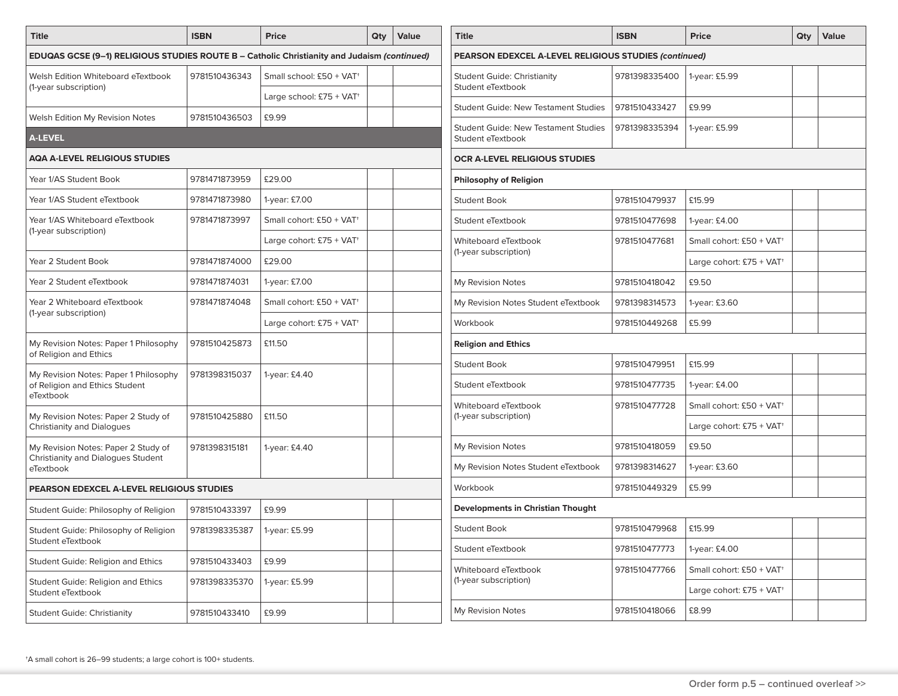| Title | ISBN | Price | Qty | Value |
|---|---|---|---|---|
| **EDUQAS GCSE (9–1) RELIGIOUS STUDIES ROUTE B – Catholic Christianity and Judaism *(continued)*** | | | | |
| Welsh Edition Whiteboard eTextbook (1-year subscription) | 9781510436343 | Small school: £50 + VAT† | | |
| | | Large school: £75 + VAT† | | |
| Welsh Edition My Revision Notes | 9781510436503 | £9.99 | | |
| **A-LEVEL** | | | | |
| **AQA A-LEVEL RELIGIOUS STUDIES** | | | | |
| Year 1/AS Student Book | 9781471873959 | £29.00 | | |
| Year 1/AS Student eTextbook | 9781471873980 | 1-year: £7.00 | | |
| Year 1/AS Whiteboard eTextbook (1-year subscription) | 9781471873997 | Small cohort: £50 + VAT† | | |
| | | Large cohort: £75 + VAT† | | |
| Year 2 Student Book | 9781471874000 | £29.00 | | |
| Year 2 Student eTextbook | 9781471874031 | 1-year: £7.00 | | |
| Year 2 Whiteboard eTextbook (1-year subscription) | 9781471874048 | Small cohort: £50 + VAT† | | |
| | | Large cohort: £75 + VAT† | | |
| My Revision Notes: Paper 1 Philosophy of Religion and Ethics | 9781510425873 | £11.50 | | |
| My Revision Notes: Paper 1 Philosophy of Religion and Ethics Student eTextbook | 9781398315037 | 1-year: £4.40 | | |
| My Revision Notes: Paper 2 Study of Christianity and Dialogues | 9781510425880 | £11.50 | | |
| My Revision Notes: Paper 2 Study of Christianity and Dialogues Student eTextbook | 9781398315181 | 1-year: £4.40 | | |
| **PEARSON EDEXCEL A-LEVEL RELIGIOUS STUDIES** | | | | |
| Student Guide: Philosophy of Religion | 9781510433397 | £9.99 | | |
| Student Guide: Philosophy of Religion Student eTextbook | 9781398335387 | 1-year: £5.99 | | |
| Student Guide: Religion and Ethics | 9781510433403 | £9.99 | | |
| Student Guide: Religion and Ethics Student eTextbook | 9781398335370 | 1-year: £5.99 | | |
| Student Guide: Christianity | 9781510433410 | £9.99 | | |

| Title | ISBN | Price | Qty | Value |
|---|---|---|---|---|
| **PEARSON EDEXCEL A-LEVEL RELIGIOUS STUDIES *(continued)*** | | | | |
| Student Guide: Christianity Student eTextbook | 9781398335400 | 1-year: £5.99 | | |
| Student Guide: New Testament Studies | 9781510433427 | £9.99 | | |
| Student Guide: New Testament Studies Student eTextbook | 9781398335394 | 1-year: £5.99 | | |
| **OCR A-LEVEL RELIGIOUS STUDIES** | | | | |
| **Philosophy of Religion** | | | | |
| Student Book | 9781510479937 | £15.99 | | |
| Student eTextbook | 9781510477698 | 1-year: £4.00 | | |
| Whiteboard eTextbook (1-year subscription) | 9781510477681 | Small cohort: £50 + VAT† | | |
| | | Large cohort: £75 + VAT† | | |
| My Revision Notes | 9781510418042 | £9.50 | | |
| My Revision Notes Student eTextbook | 9781398314573 | 1-year: £3.60 | | |
| Workbook | 9781510449268 | £5.99 | | |
| **Religion and Ethics** | | | | |
| Student Book | 9781510479951 | £15.99 | | |
| Student eTextbook | 9781510477735 | 1-year: £4.00 | | |
| Whiteboard eTextbook (1-year subscription) | 9781510477728 | Small cohort: £50 + VAT† | | |
| | | Large cohort: £75 + VAT† | | |
| My Revision Notes | 9781510418059 | £9.50 | | |
| My Revision Notes Student eTextbook | 9781398314627 | 1-year: £3.60 | | |
| Workbook | 9781510449329 | £5.99 | | |
| **Developments in Christian Thought** | | | | |
| Student Book | 9781510479968 | £15.99 | | |
| Student eTextbook | 9781510477773 | 1-year: £4.00 | | |
| Whiteboard eTextbook (1-year subscription) | 9781510477766 | Small cohort: £50 + VAT† | | |
| | | Large cohort: £75 + VAT† | | |
| My Revision Notes | 9781510418066 | £8.99 | | |

†A small cohort is 26–99 students; a large cohort is 100+ students.

Order form p.5 – continued overleaf >>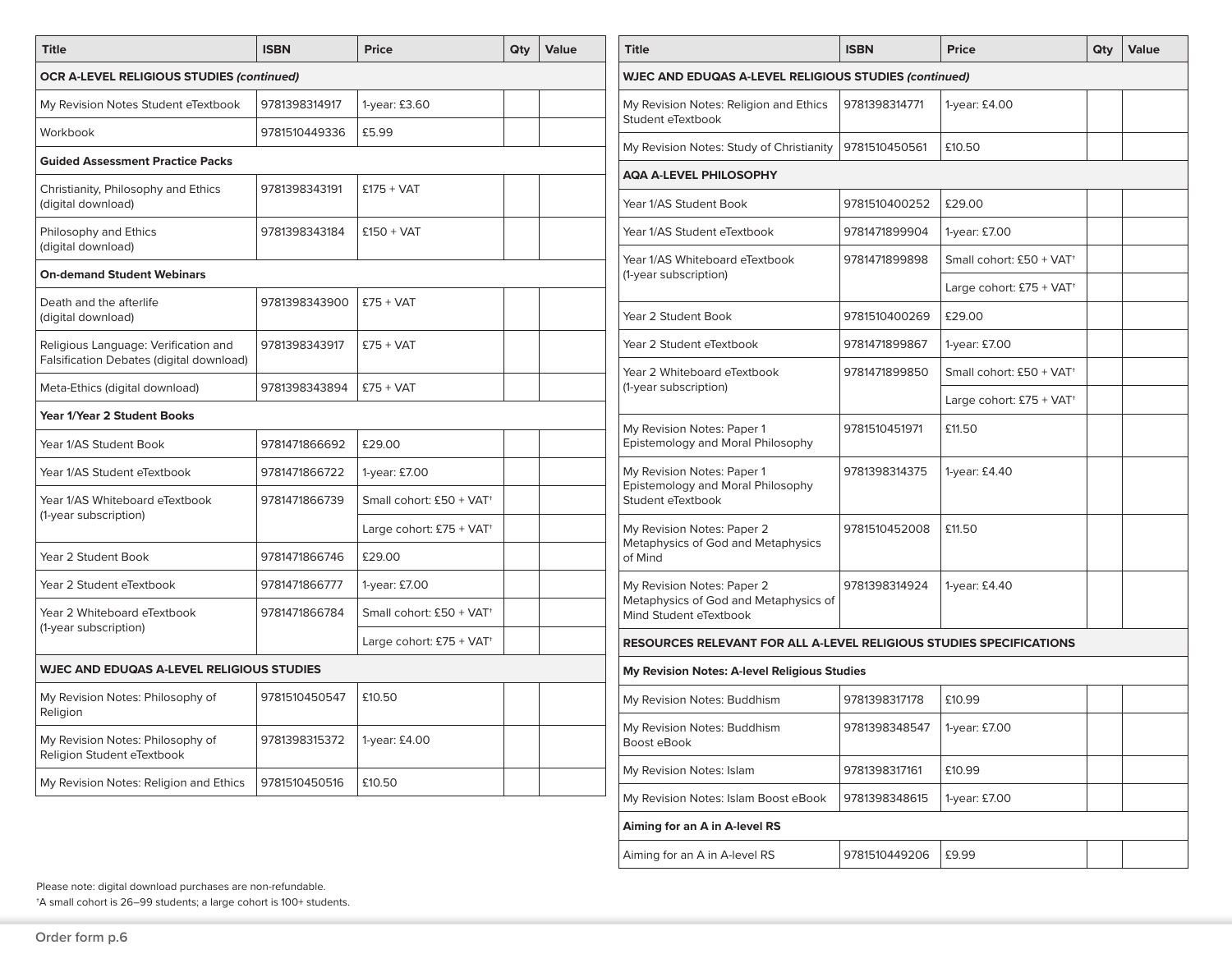| Title | ISBN | Price | Qty | Value |
|---|---|---|---|---|
| **OCR A-LEVEL RELIGIOUS STUDIES *(continued)*** | | | | |
| My Revision Notes Student eTextbook | 9781398314917 | 1-year: £3.60 | | |
| Workbook | 9781510449336 | £5.99 | | |
| **Guided Assessment Practice Packs** | | | | |
| Christianity, Philosophy and Ethics (digital download) | 9781398343191 | £175 + VAT | | |
| Philosophy and Ethics (digital download) | 9781398343184 | £150 + VAT | | |
| **On-demand Student Webinars** | | | | |
| Death and the afterlife (digital download) | 9781398343900 | £75 + VAT | | |
| Religious Language: Verification and Falsification Debates (digital download) | 9781398343917 | £75 + VAT | | |
| Meta-Ethics (digital download) | 9781398343894 | £75 + VAT | | |
| **Year 1/Year 2 Student Books** | | | | |
| Year 1/AS Student Book | 9781471866692 | £29.00 | | |
| Year 1/AS Student eTextbook | 9781471866722 | 1-year: £7.00 | | |
| Year 1/AS Whiteboard eTextbook (1-year subscription) | 9781471866739 | Small cohort: £50 + VAT† | | |
| | | Large cohort: £75 + VAT† | | |
| Year 2 Student Book | 9781471866746 | £29.00 | | |
| Year 2 Student eTextbook | 9781471866777 | 1-year: £7.00 | | |
| Year 2 Whiteboard eTextbook (1-year subscription) | 9781471866784 | Small cohort: £50 + VAT† | | |
| | | Large cohort: £75 + VAT† | | |
| **WJEC AND EDUQAS A-LEVEL RELIGIOUS STUDIES** | | | | |
| My Revision Notes: Philosophy of Religion | 9781510450547 | £10.50 | | |
| My Revision Notes: Philosophy of Religion Student eTextbook | 9781398315372 | 1-year: £4.00 | | |
| My Revision Notes: Religion and Ethics | 9781510450516 | £10.50 | | |

| Title | ISBN | Price | Qty | Value |
|---|---|---|---|---|
| **WJEC AND EDUQAS A-LEVEL RELIGIOUS STUDIES *(continued)*** | | | | |
| My Revision Notes: Religion and Ethics Student eTextbook | 9781398314771 | 1-year: £4.00 | | |
| My Revision Notes: Study of Christianity | 9781510450561 | £10.50 | | |
| **AQA A-LEVEL PHILOSOPHY** | | | | |
| Year 1/AS Student Book | 9781510400252 | £29.00 | | |
| Year 1/AS Student eTextbook | 9781471899904 | 1-year: £7.00 | | |
| Year 1/AS Whiteboard eTextbook (1-year subscription) | 9781471899898 | Small cohort: £50 + VAT† | | |
| | | Large cohort: £75 + VAT† | | |
| Year 2 Student Book | 9781510400269 | £29.00 | | |
| Year 2 Student eTextbook | 9781471899867 | 1-year: £7.00 | | |
| Year 2 Whiteboard eTextbook (1-year subscription) | 9781471899850 | Small cohort: £50 + VAT† | | |
| | | Large cohort: £75 + VAT† | | |
| My Revision Notes: Paper 1 Epistemology and Moral Philosophy | 9781510451971 | £11.50 | | |
| My Revision Notes: Paper 1 Epistemology and Moral Philosophy Student eTextbook | 9781398314375 | 1-year: £4.40 | | |
| My Revision Notes: Paper 2 Metaphysics of God and Metaphysics of Mind | 9781510452008 | £11.50 | | |
| My Revision Notes: Paper 2 Metaphysics of God and Metaphysics of Mind Student eTextbook | 9781398314924 | 1-year: £4.40 | | |
| **RESOURCES RELEVANT FOR ALL A-LEVEL RELIGIOUS STUDIES SPECIFICATIONS** | | | | |
| **My Revision Notes: A-level Religious Studies** | | | | |
| My Revision Notes: Buddhism | 9781398317178 | £10.99 | | |
| My Revision Notes: Buddhism Boost eBook | 9781398348547 | 1-year: £7.00 | | |
| My Revision Notes: Islam | 9781398317161 | £10.99 | | |
| My Revision Notes: Islam Boost eBook | 9781398348615 | 1-year: £7.00 | | |
| **Aiming for an A in A-level RS** | | | | |
| Aiming for an A in A-level RS | 9781510449206 | £9.99 | | |

Please note: digital download purchases are non-refundable.

†A small cohort is 26–99 students; a large cohort is 100+ students.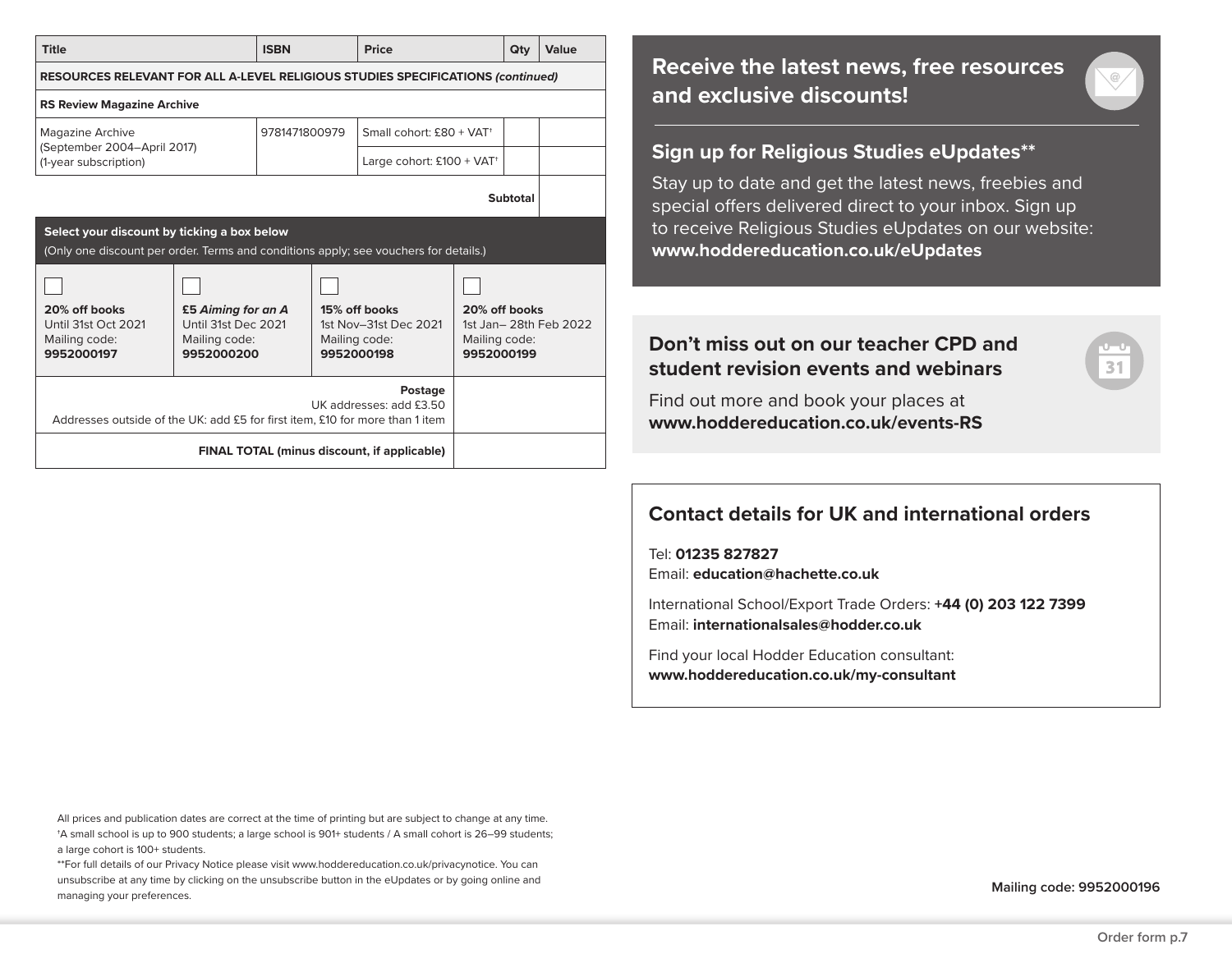| Title | ISBN | Price | Qty | Value |
|---|---|---|---|---|
| **RESOURCES RELEVANT FOR ALL A-LEVEL RELIGIOUS STUDIES SPECIFICATIONS *(continued)*** | | | | |
| **RS Review Magazine Archive** | | | | |
| Magazine Archive (September 2004–April 2017) (1-year subscription) | 9781471800979 | Small cohort: £80 + VAT† | | |
| | | Large cohort: £100 + VAT† | | |
| | | | **Subtotal** | |

**Select your discount by ticking a box below**
(Only one discount per order. Terms and conditions apply; see vouchers for details.)

| ☐ | ☐ | ☐ | ☐ |
|---|---|---|---|
| **20% off books** Until 31st Oct 2021 Mailing code: **9952000197** | **£5 *Aiming for an A*** Until 31st Dec 2021 Mailing code: **9952000200** | **15% off books** 1st Nov–31st Dec 2021 Mailing code: **9952000198** | **20% off books** 1st Jan– 28th Feb 2022 Mailing code: **9952000199** |

| | |
|---|---|
| **Postage** UK addresses: add £3.50 Addresses outside of the UK: add £5 for first item, £10 for more than 1 item | |
| **FINAL TOTAL (minus discount, if applicable)** | |

## Receive the latest news, free resources and exclusive discounts!

### Sign up for Religious Studies eUpdates**

Stay up to date and get the latest news, freebies and special offers delivered direct to your inbox. Sign up to receive Religious Studies eUpdates on our website: **www.hoddereducation.co.uk/eUpdates**

### Don't miss out on our teacher CPD and student revision events and webinars

Find out more and book your places at **www.hoddereducation.co.uk/events-RS**

### Contact details for UK and international orders

Tel: **01235 827827**
Email: **education@hachette.co.uk**

International School/Export Trade Orders: **+44 (0) 203 122 7399**
Email: **internationalsales@hodder.co.uk**

Find your local Hodder Education consultant:
**www.hoddereducation.co.uk/my-consultant**

All prices and publication dates are correct at the time of printing but are subject to change at any time.
†A small school is up to 900 students; a large school is 901+ students / A small cohort is 26–99 students; a large cohort is 100+ students.
**For full details of our Privacy Notice please visit www.hoddereducation.co.uk/privacynotice. You can unsubscribe at any time by clicking on the unsubscribe button in the eUpdates or by going online and managing your preferences.

**Mailing code: 9952000196**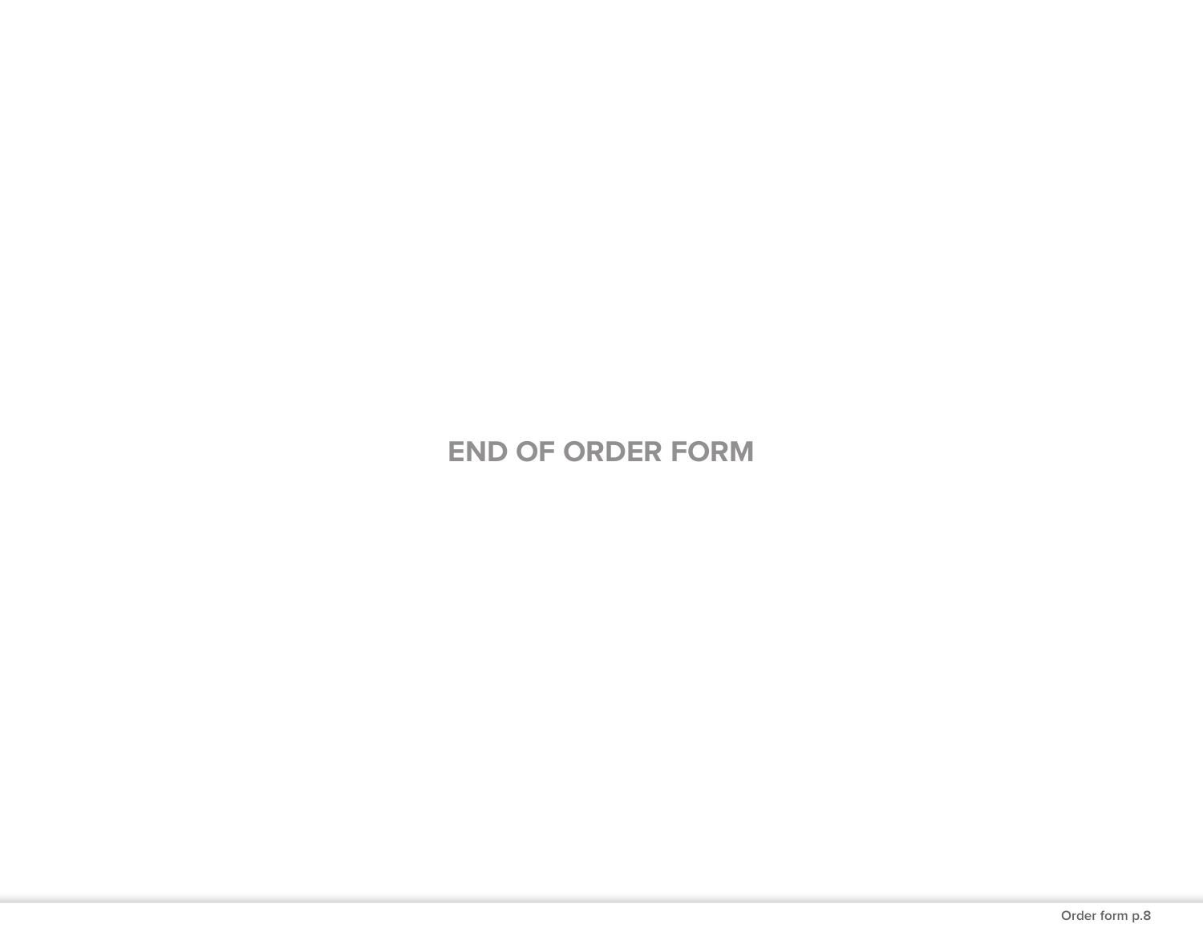END OF ORDER FORM